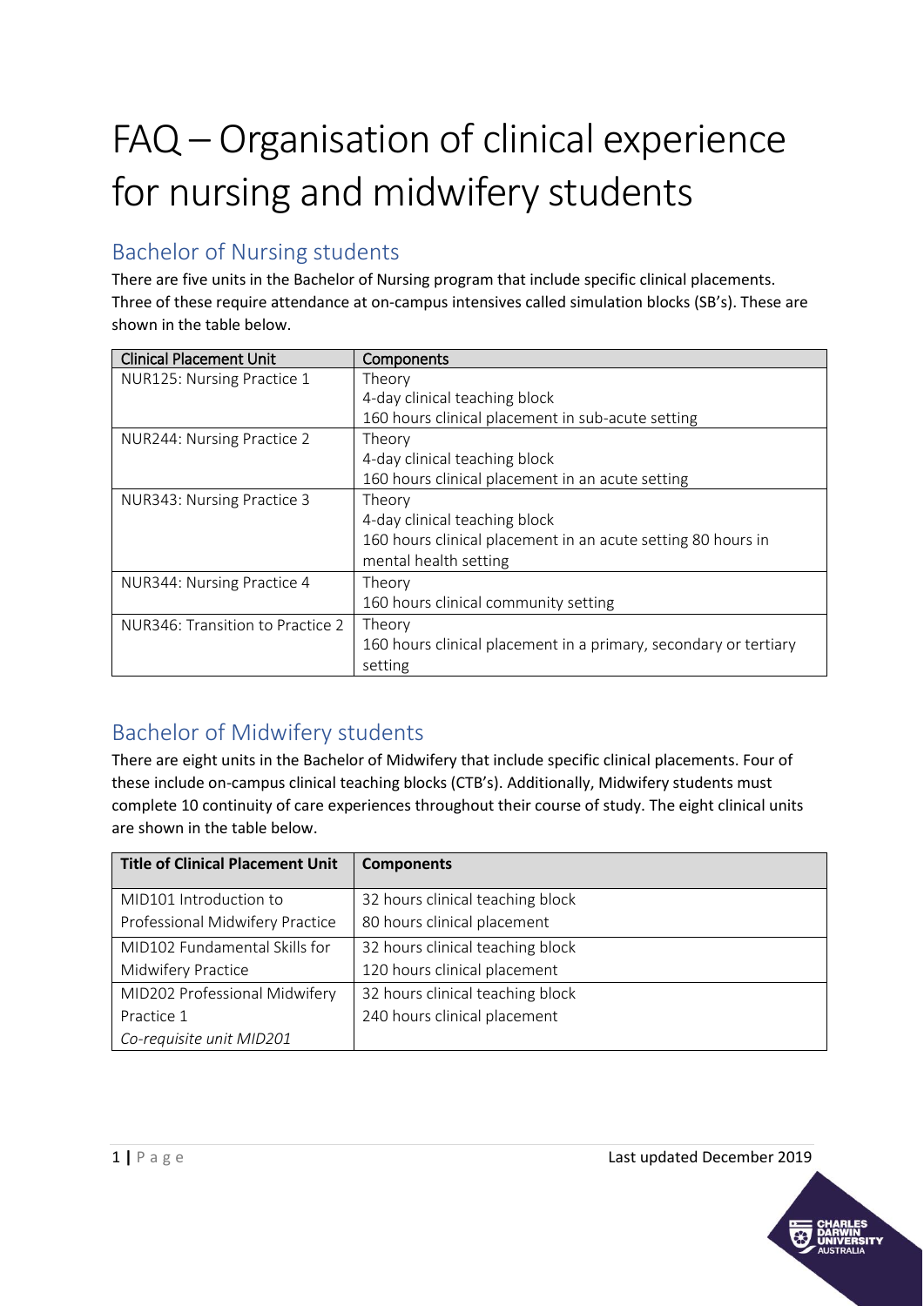# FAQ – Organisation of clinical experience for nursing and midwifery students

## Bachelor of Nursing students

There are five units in the Bachelor of Nursing program that include specific clinical placements. Three of these require attendance at on-campus intensives called simulation blocks (SB's). These are shown in the table below.

| Clinical Placement Unit | Components |
|---|---|
| NUR125: Nursing Practice 1 | Theory<br>4-day clinical teaching block<br>160 hours clinical placement in sub-acute setting |
| NUR244: Nursing Practice 2 | Theory<br>4-day clinical teaching block<br>160 hours clinical placement in an acute setting |
| NUR343: Nursing Practice 3 | Theory<br>4-day clinical teaching block<br>160 hours clinical placement in an acute setting 80 hours in mental health setting |
| NUR344: Nursing Practice 4 | Theory<br>160 hours clinical community setting |
| NUR346: Transition to Practice 2 | Theory<br>160 hours clinical placement in a primary, secondary or tertiary setting |

## Bachelor of Midwifery students

There are eight units in the Bachelor of Midwifery that include specific clinical placements. Four of these include on-campus clinical teaching blocks (CTB's). Additionally, Midwifery students must complete 10 continuity of care experiences throughout their course of study. The eight clinical units are shown in the table below.

| Title of Clinical Placement Unit | Components |
|---|---|
| MID101 Introduction to Professional Midwifery Practice | 32 hours clinical teaching block<br>80 hours clinical placement |
| MID102 Fundamental Skills for Midwifery Practice | 32 hours clinical teaching block<br>120 hours clinical placement |
| MID202 Professional Midwifery Practice 1<br>*Co-requisite unit MID201* | 32 hours clinical teaching block<br>240 hours clinical placement |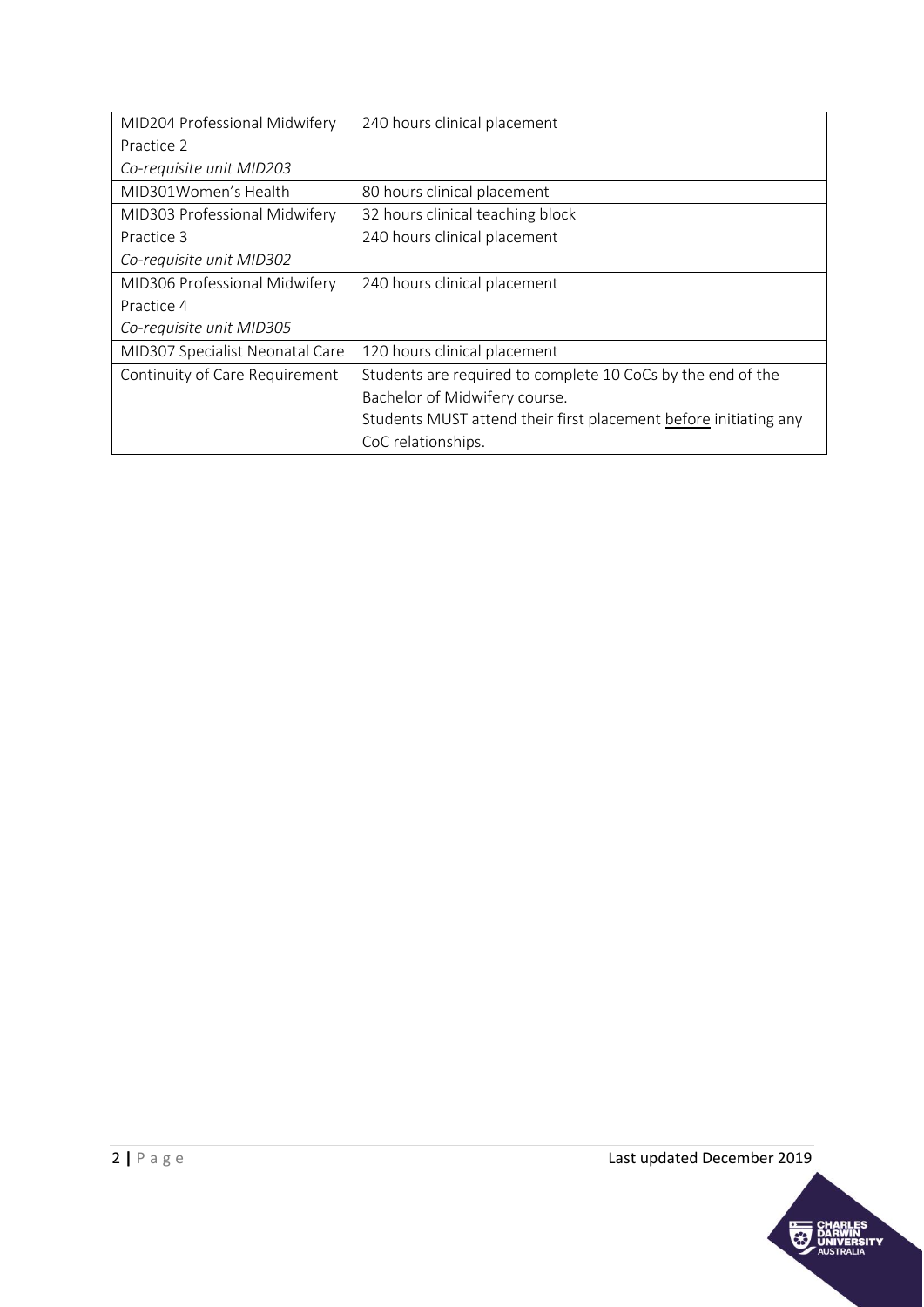| | |
|---|---|
| MID204 Professional Midwifery Practice 2<br>*Co-requisite unit MID203* | 240 hours clinical placement |
| MID301Women's Health | 80 hours clinical placement |
| MID303 Professional Midwifery Practice 3<br>*Co-requisite unit MID302* | 32 hours clinical teaching block<br>240 hours clinical placement |
| MID306 Professional Midwifery Practice 4<br>*Co-requisite unit MID305* | 240 hours clinical placement |
| MID307 Specialist Neonatal Care | 120 hours clinical placement |
| Continuity of Care Requirement | Students are required to complete 10 CoCs by the end of the Bachelor of Midwifery course.<br>Students MUST attend their first placement <u>before</u> initiating any CoC relationships. |

Last updated December 2019